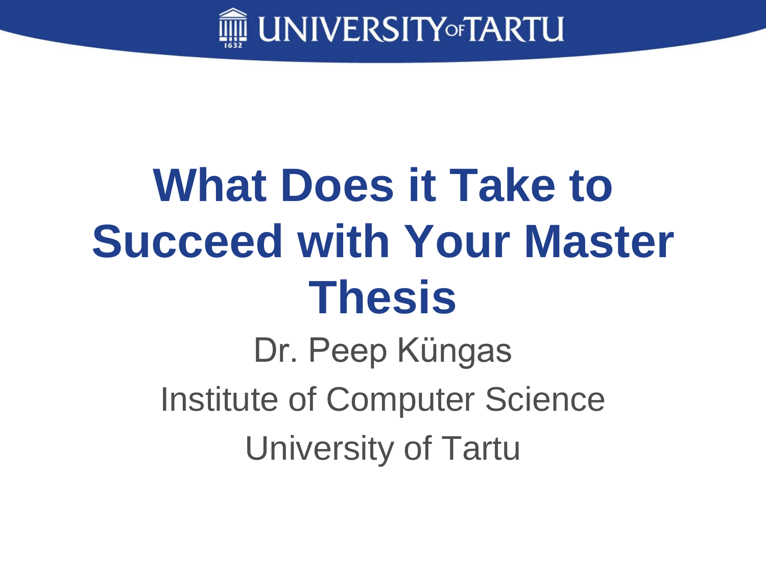# What Does it Take to Succeed with Your Master Thesis

Dr. Peep Küngas

Institute of Computer Science

University of Tartu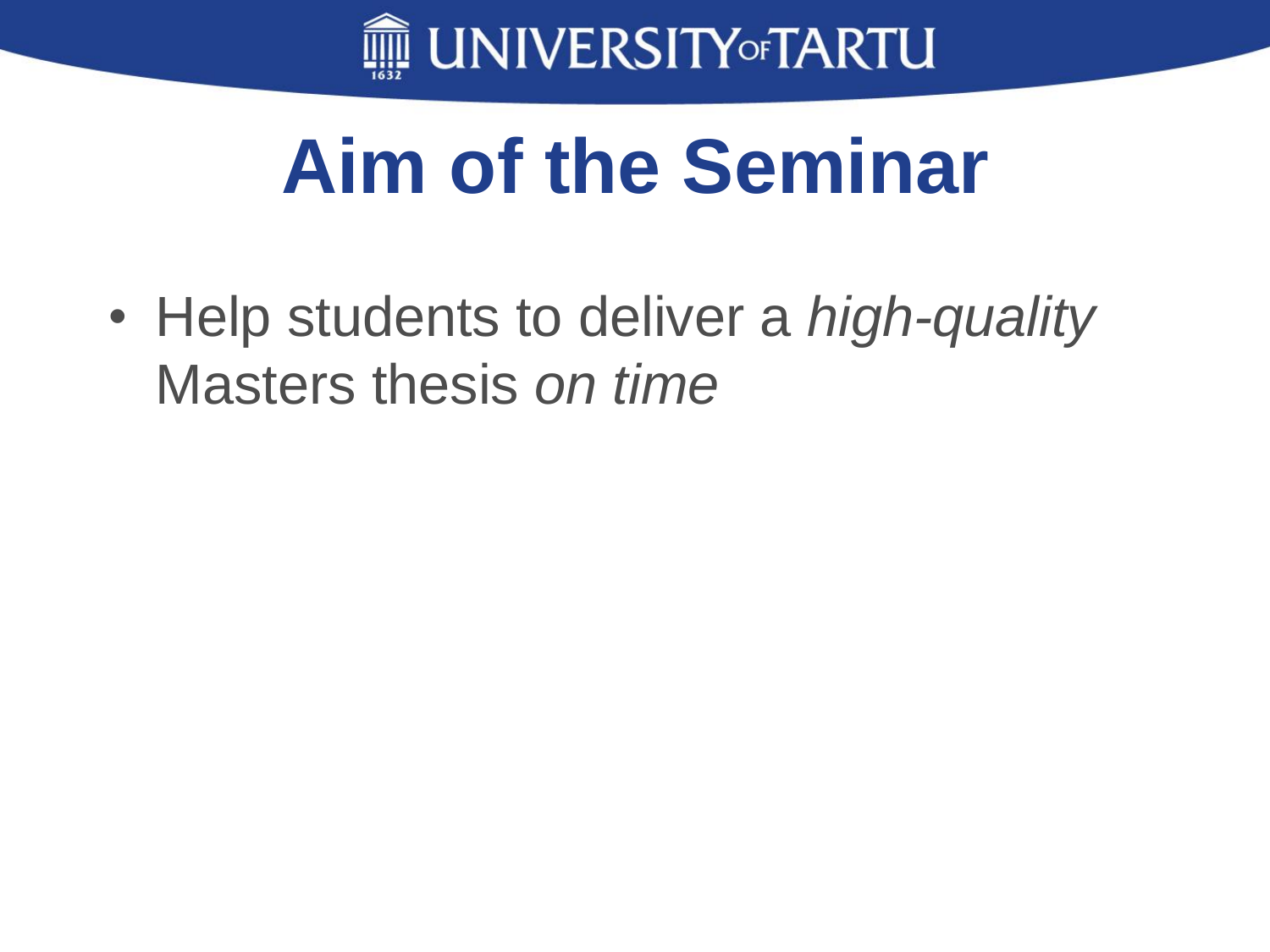# Aim of the Seminar

- Help students to deliver a *high-quality* Masters thesis *on time*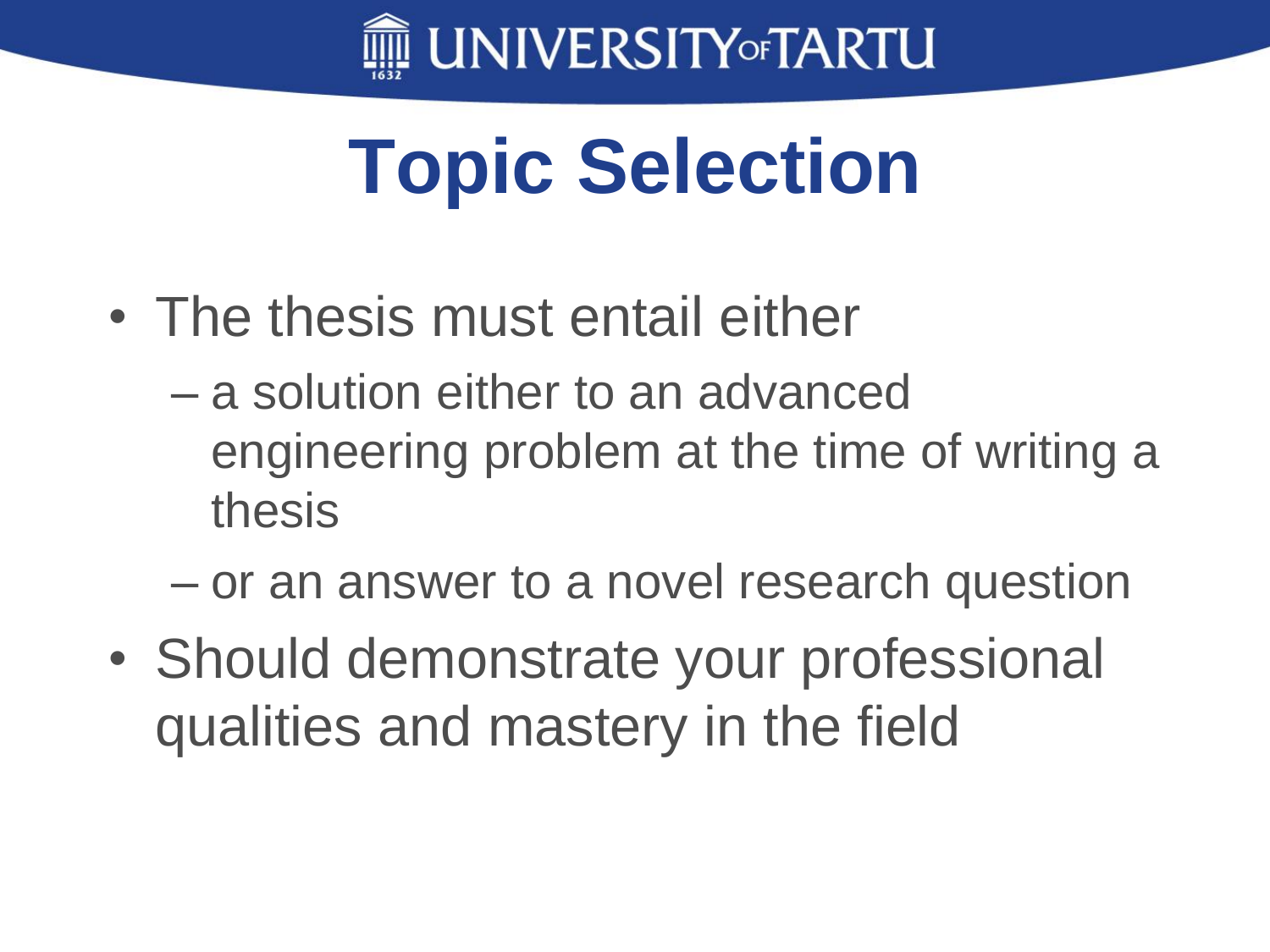# Topic Selection

- The thesis must entail either
  - a solution either to an advanced engineering problem at the time of writing a thesis
  - or an answer to a novel research question
- Should demonstrate your professional qualities and mastery in the field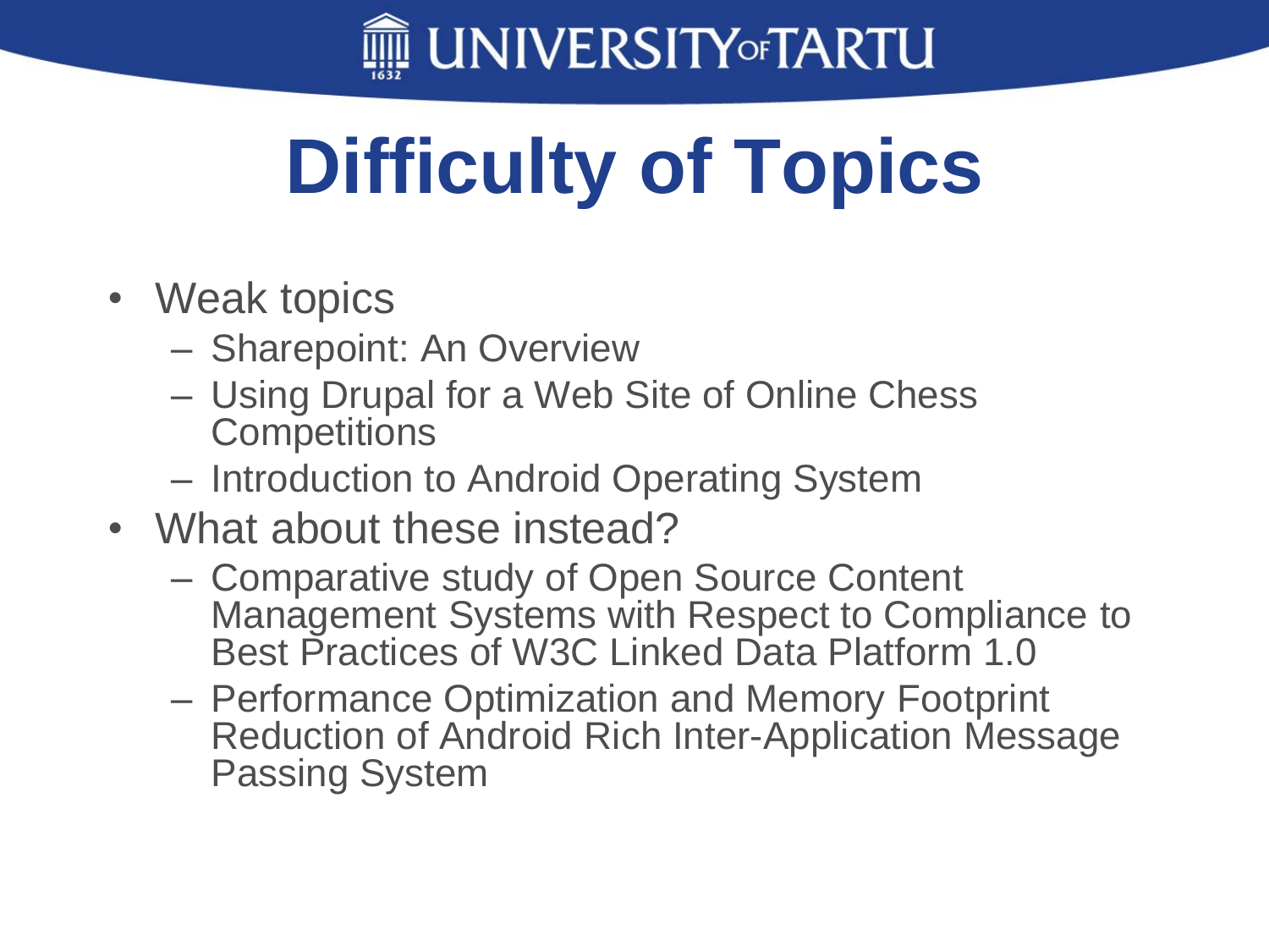# Difficulty of Topics

- Weak topics
  - Sharepoint: An Overview
  - Using Drupal for a Web Site of Online Chess Competitions
  - Introduction to Android Operating System
- What about these instead?
  - Comparative study of Open Source Content Management Systems with Respect to Compliance to Best Practices of W3C Linked Data Platform 1.0
  - Performance Optimization and Memory Footprint Reduction of Android Rich Inter-Application Message Passing System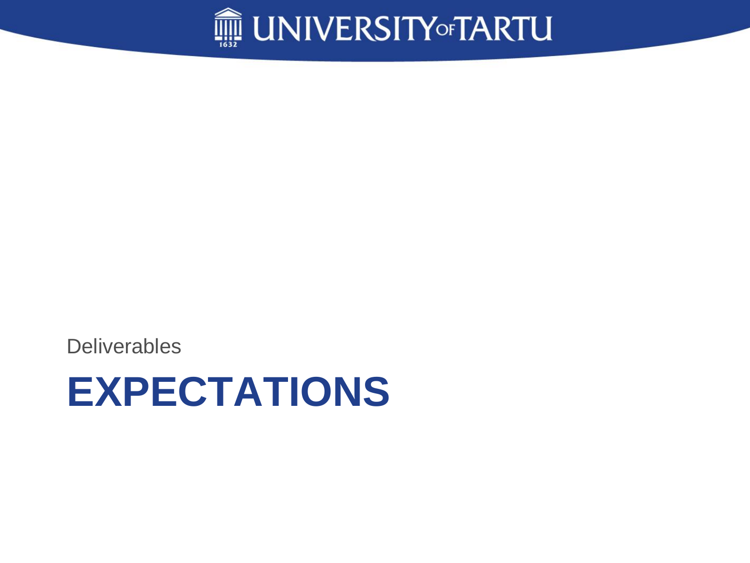Deliverables

# EXPECTATIONS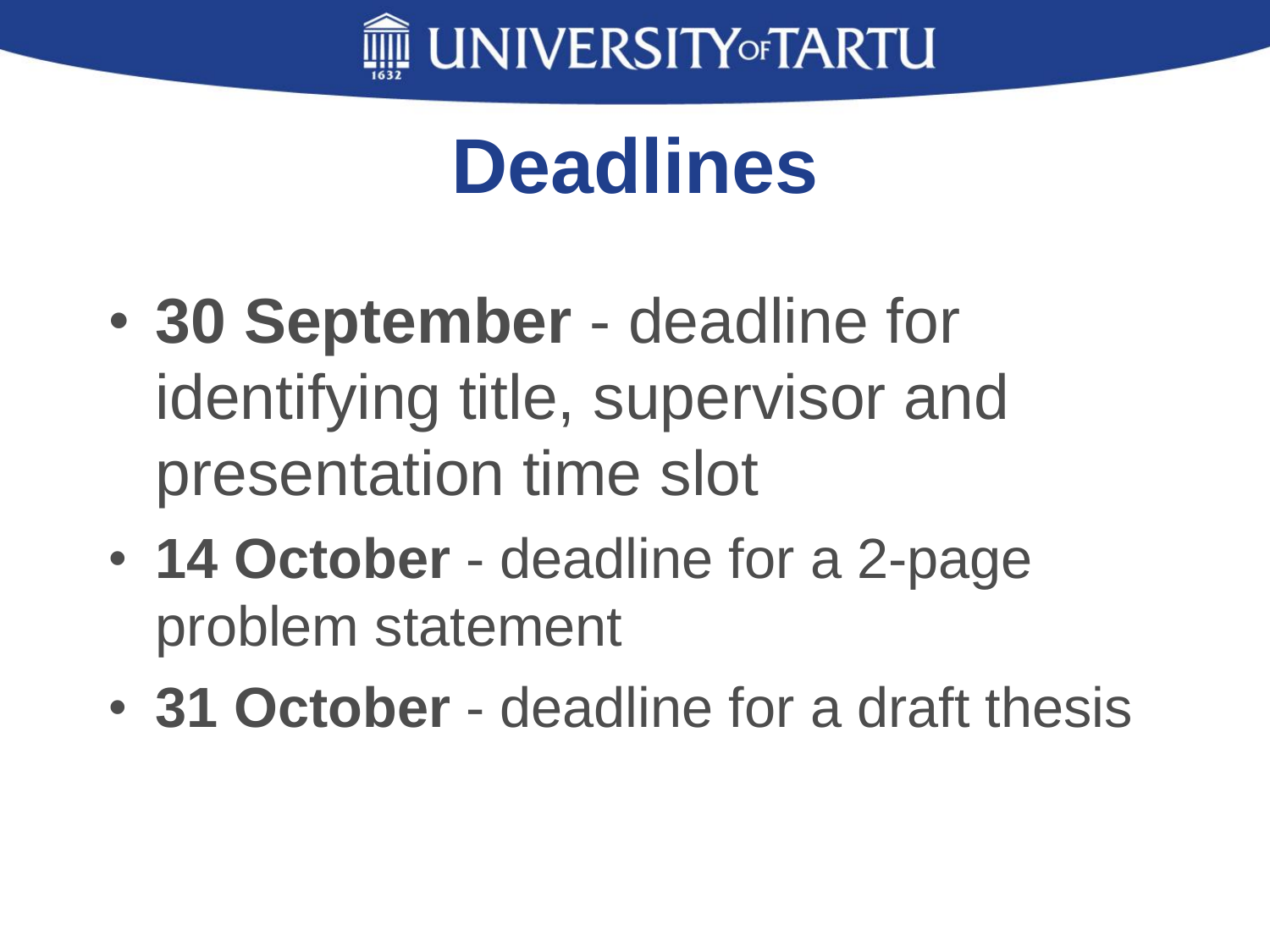# Deadlines

- **30 September** - deadline for identifying title, supervisor and presentation time slot
- **14 October** - deadline for a 2-page problem statement
- **31 October** - deadline for a draft thesis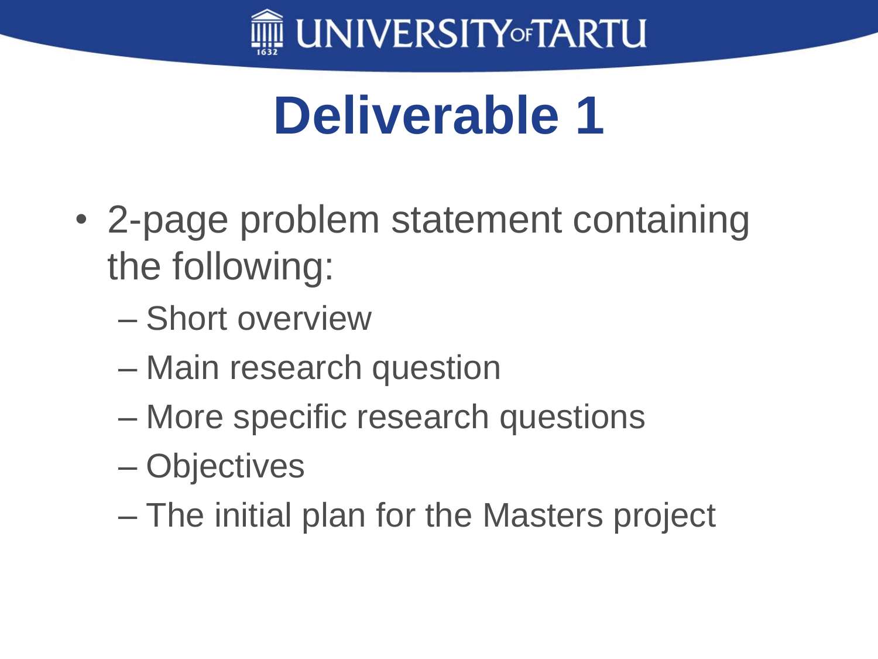# Deliverable 1

- 2-page problem statement containing the following:
  - Short overview
  - Main research question
  - More specific research questions
  - Objectives
  - The initial plan for the Masters project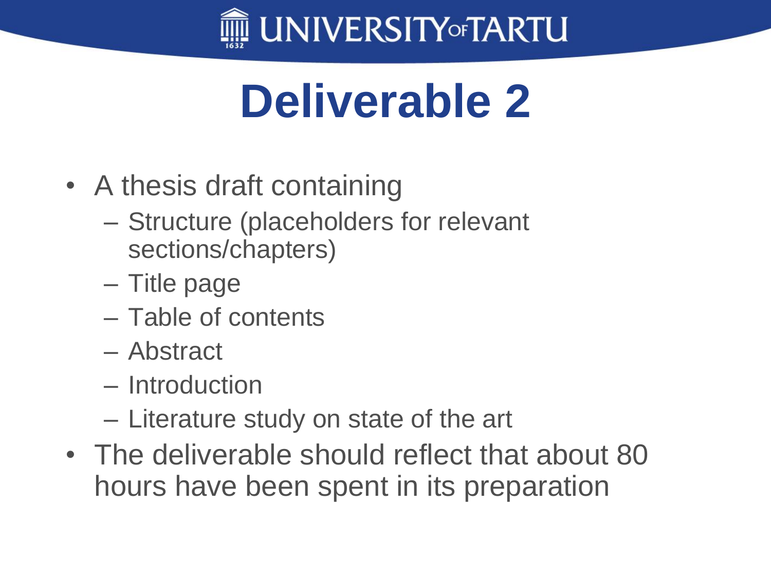# Deliverable 2

- A thesis draft containing
  - Structure (placeholders for relevant sections/chapters)
  - Title page
  - Table of contents
  - Abstract
  - Introduction
  - Literature study on state of the art
- The deliverable should reflect that about 80 hours have been spent in its preparation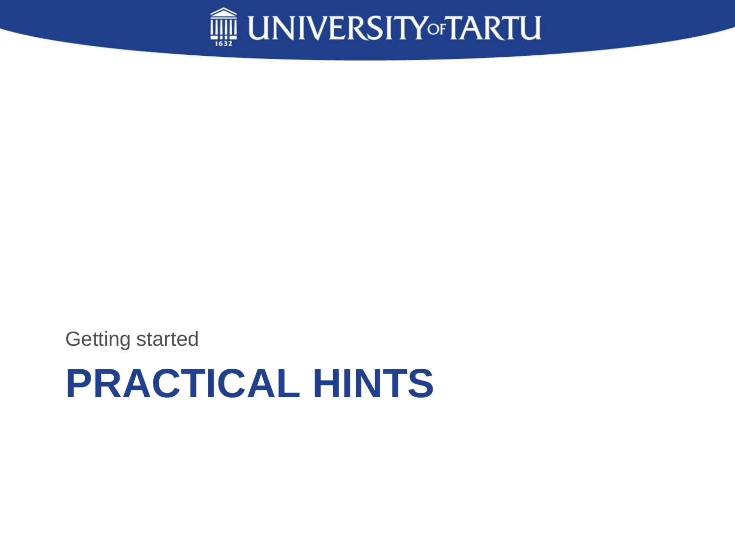Getting started

# PRACTICAL HINTS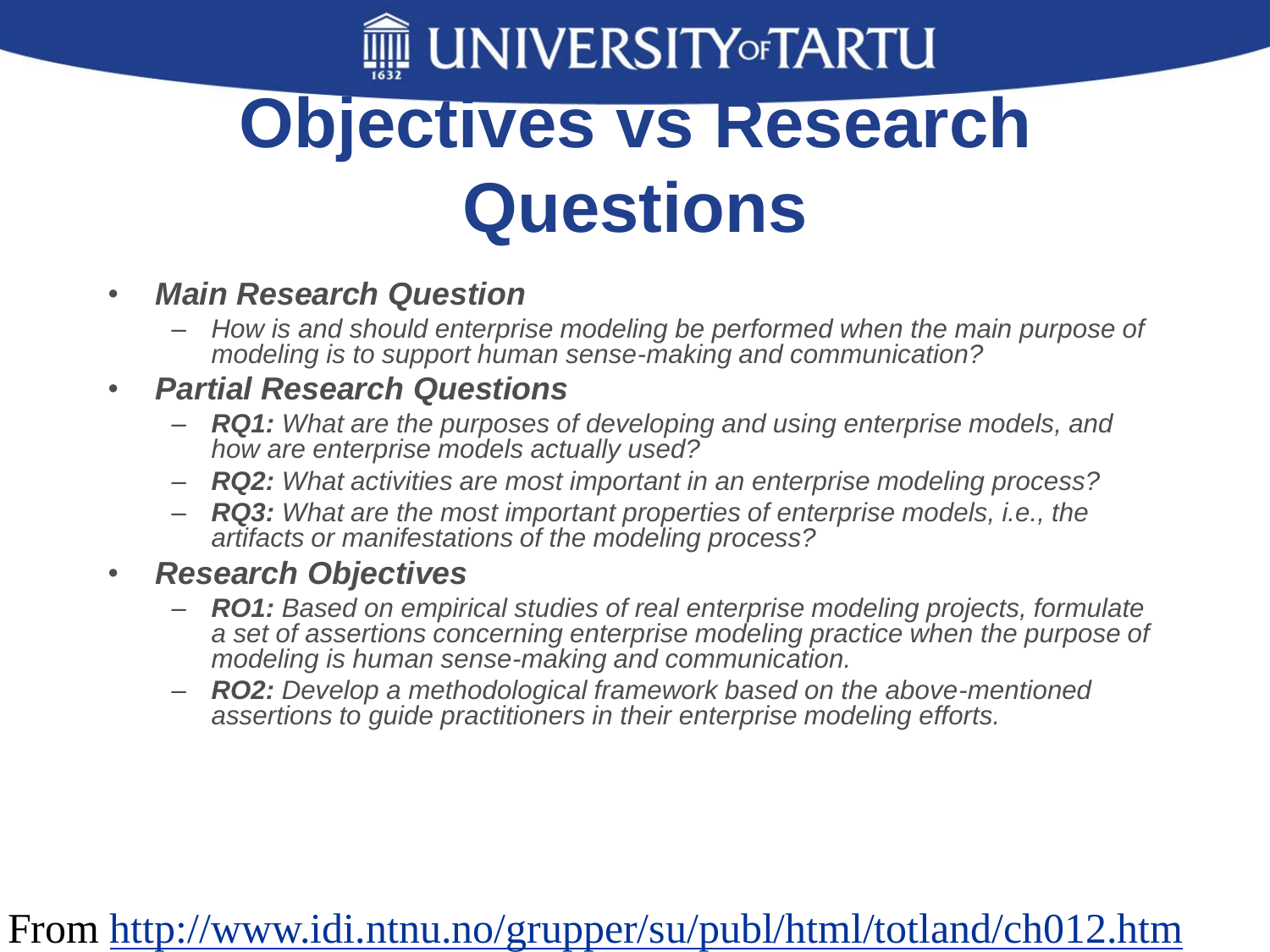# Objectives vs Research Questions

- ***Main Research Question***
  - *How is and should enterprise modeling be performed when the main purpose of modeling is to support human sense-making and communication?*
- ***Partial Research Questions***
  - ***RQ1:*** *What are the purposes of developing and using enterprise models, and how are enterprise models actually used?*
  - ***RQ2:*** *What activities are most important in an enterprise modeling process?*
  - ***RQ3:*** *What are the most important properties of enterprise models, i.e., the artifacts or manifestations of the modeling process?*
- ***Research Objectives***
  - ***RO1:*** *Based on empirical studies of real enterprise modeling projects, formulate a set of assertions concerning enterprise modeling practice when the purpose of modeling is human sense-making and communication.*
  - ***RO2:*** *Develop a methodological framework based on the above-mentioned assertions to guide practitioners in their enterprise modeling efforts.*

From [http://www.idi.ntnu.no/grupper/su/publ/html/totland/ch012.htm](http://www.idi.ntnu.no/grupper/su/publ/html/totland/ch012.htm)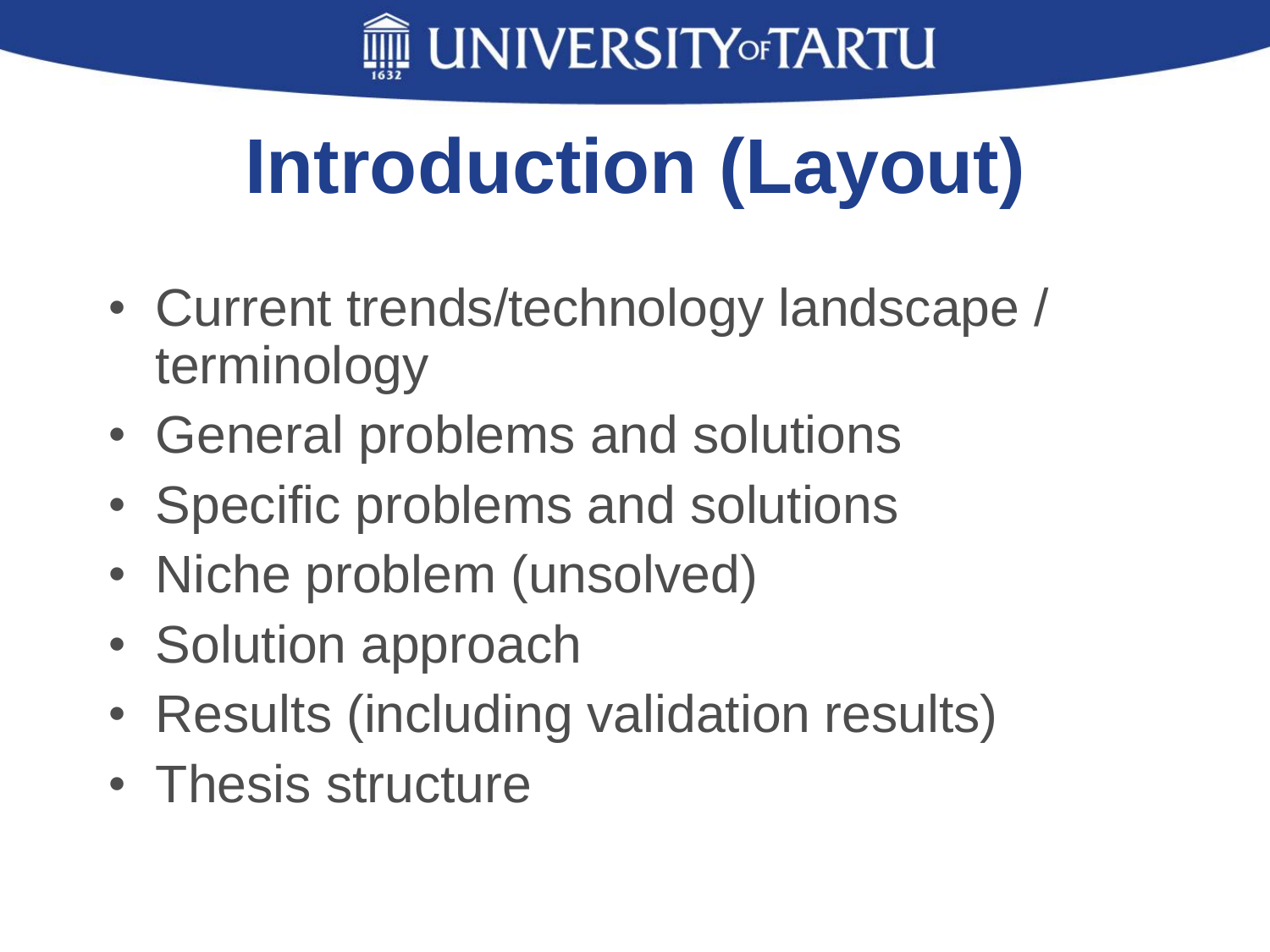# Introduction (Layout)

- Current trends/technology landscape / terminology
- General problems and solutions
- Specific problems and solutions
- Niche problem (unsolved)
- Solution approach
- Results (including validation results)
- Thesis structure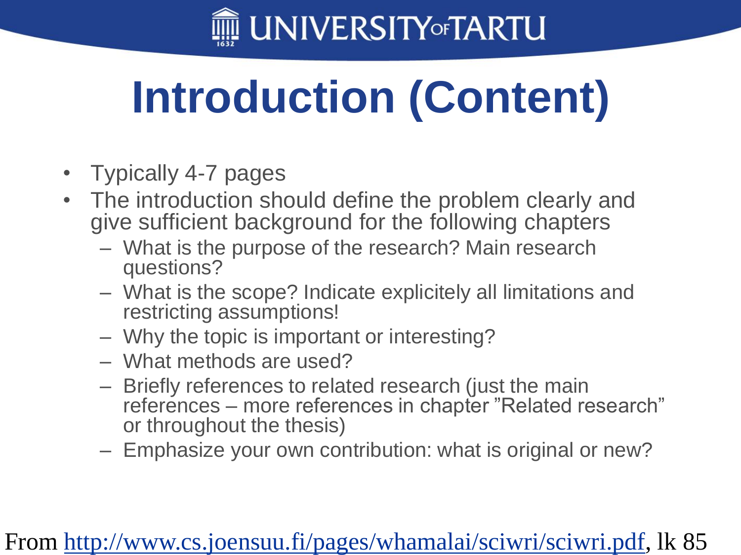# Introduction (Content)

- Typically 4-7 pages
- The introduction should define the problem clearly and give sufficient background for the following chapters
  - What is the purpose of the research? Main research questions?
  - What is the scope? Indicate explicitely all limitations and restricting assumptions!
  - Why the topic is important or interesting?
  - What methods are used?
  - Briefly references to related research (just the main references – more references in chapter ”Related research” or throughout the thesis)
  - Emphasize your own contribution: what is original or new?

From [http://www.cs.joensuu.fi/pages/whamalai/sciwri/sciwri.pdf](http://www.cs.joensuu.fi/pages/whamalai/sciwri/sciwri.pdf), lk 85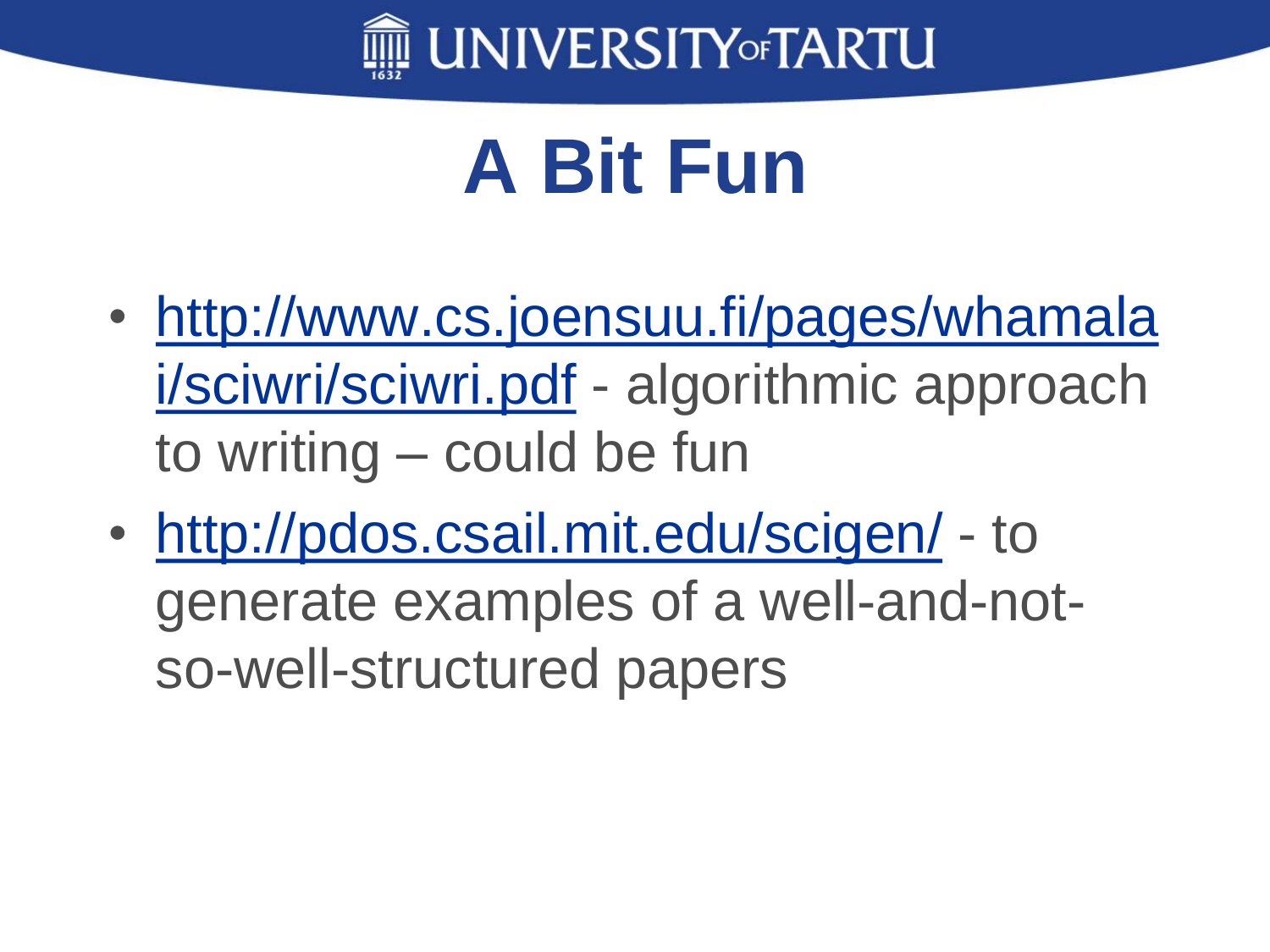# A Bit Fun

- http://www.cs.joensuu.fi/pages/whamalai/sciwri/sciwri.pdf - algorithmic approach to writing – could be fun
- http://pdos.csail.mit.edu/scigen/ - to generate examples of a well-and-not-so-well-structured papers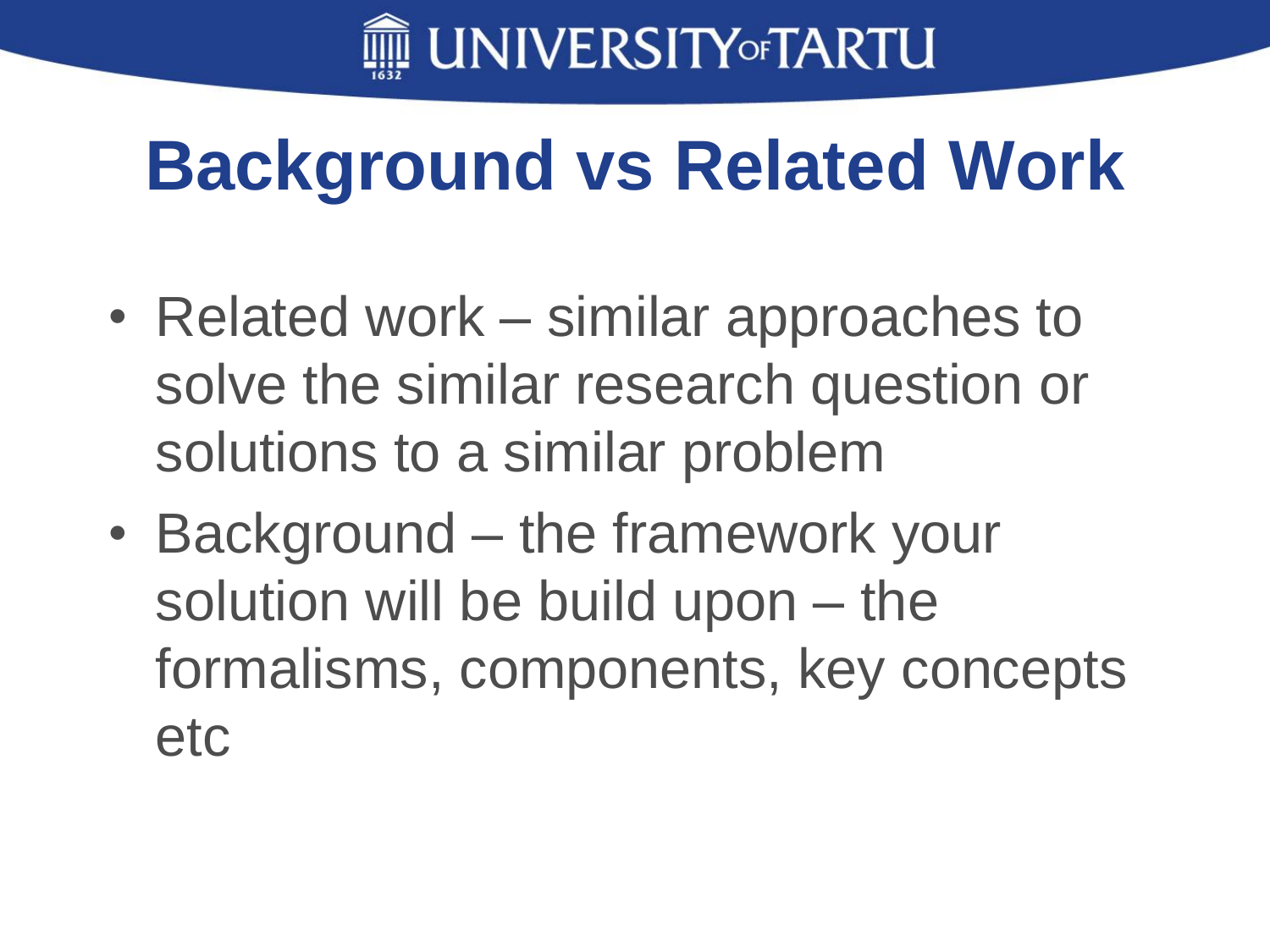# Background vs Related Work

- Related work – similar approaches to solve the similar research question or solutions to a similar problem
- Background – the framework your solution will be build upon – the formalisms, components, key concepts etc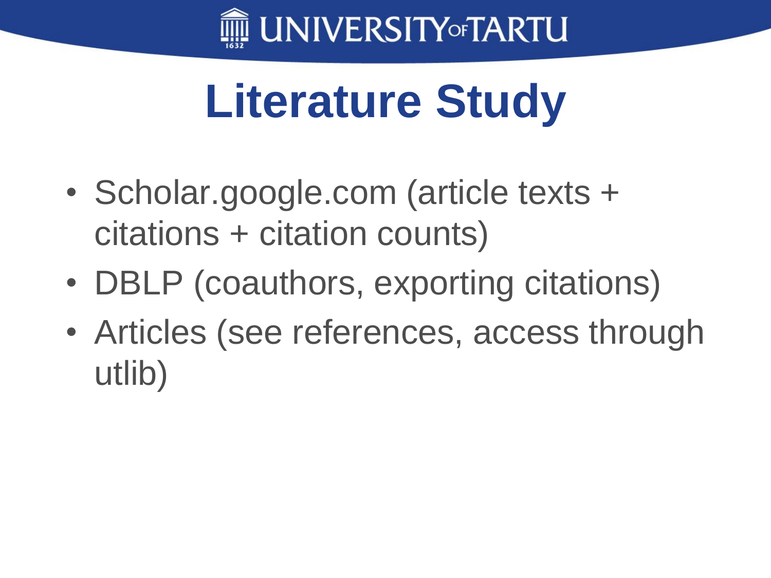# Literature Study

- Scholar.google.com (article texts + citations + citation counts)
- DBLP (coauthors, exporting citations)
- Articles (see references, access through utlib)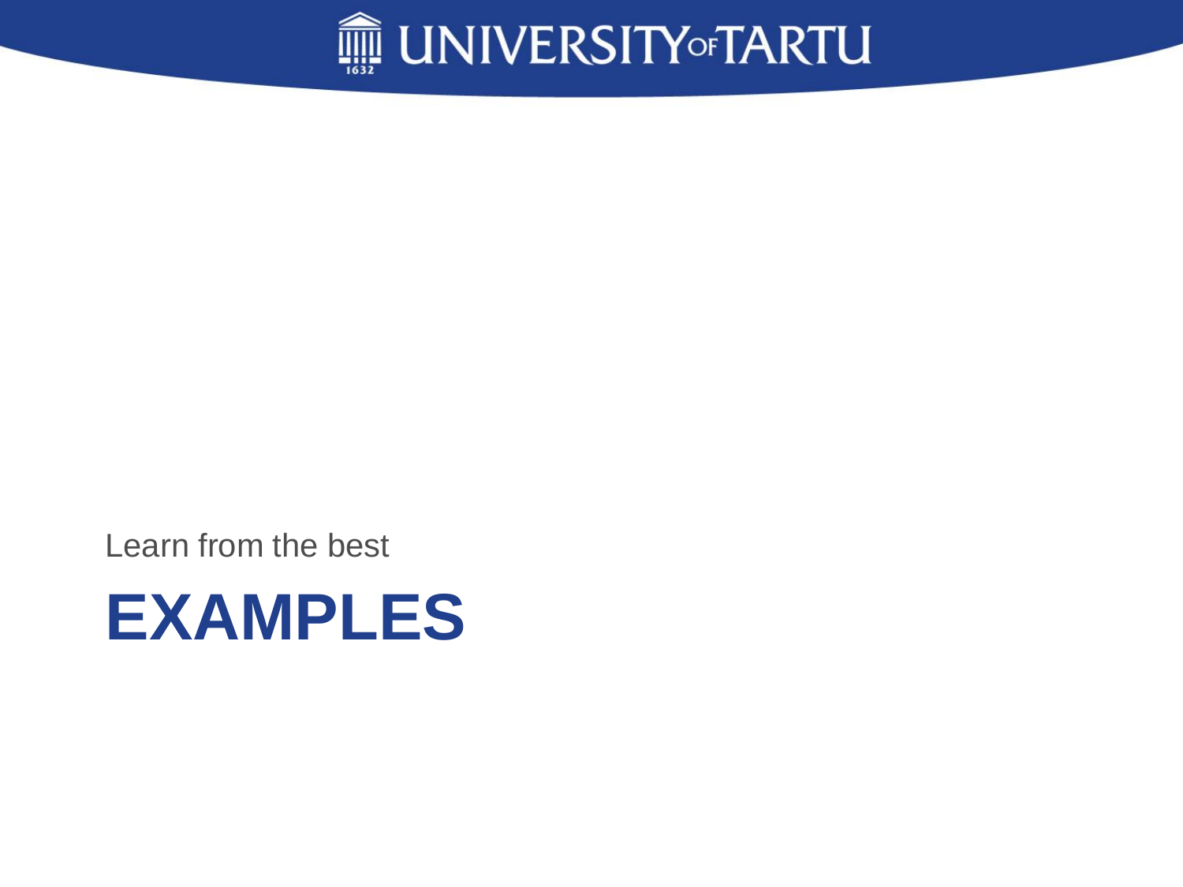Learn from the best

# EXAMPLES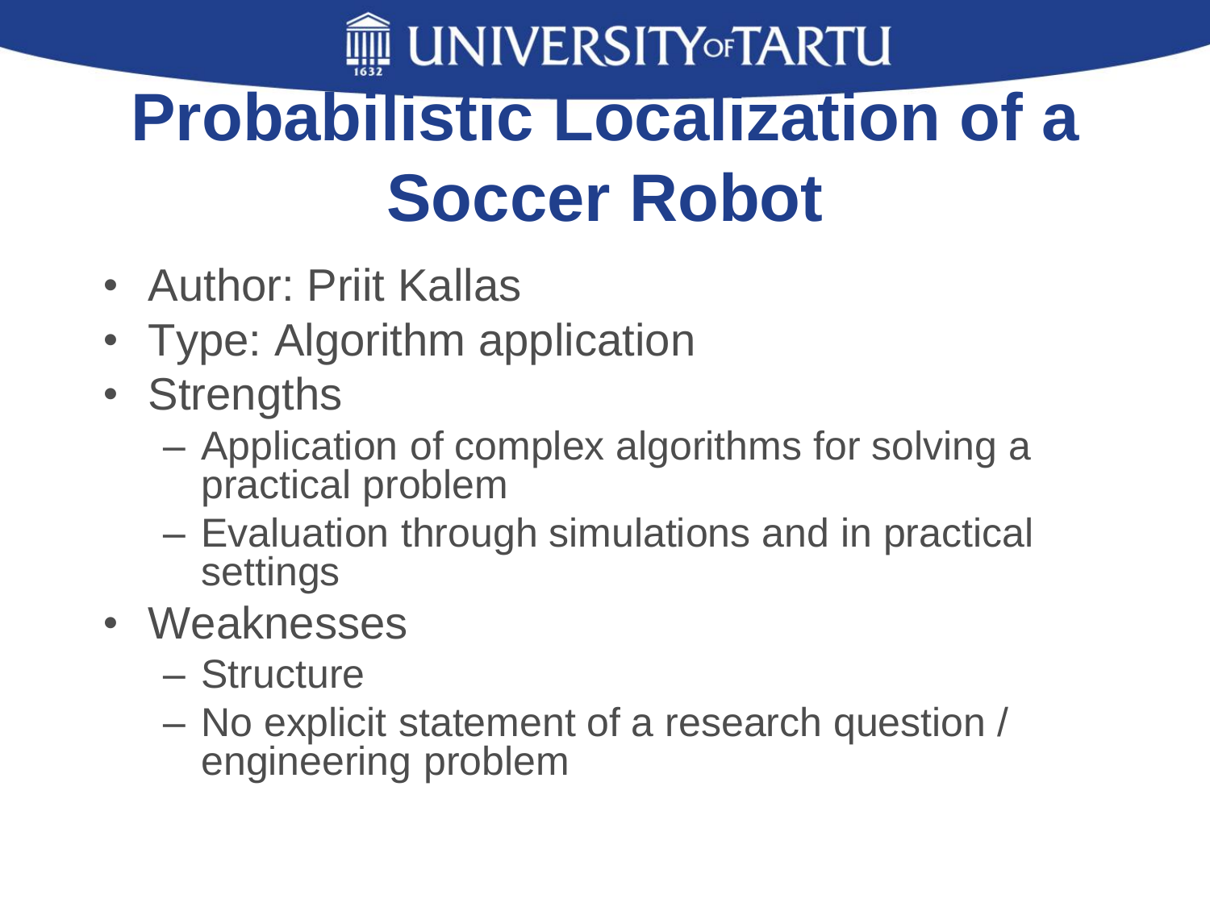# Probabilistic Localization of a Soccer Robot

- Author: Priit Kallas
- Type: Algorithm application
- Strengths
  - Application of complex algorithms for solving a practical problem
  - Evaluation through simulations and in practical settings
- Weaknesses
  - Structure
  - No explicit statement of a research question / engineering problem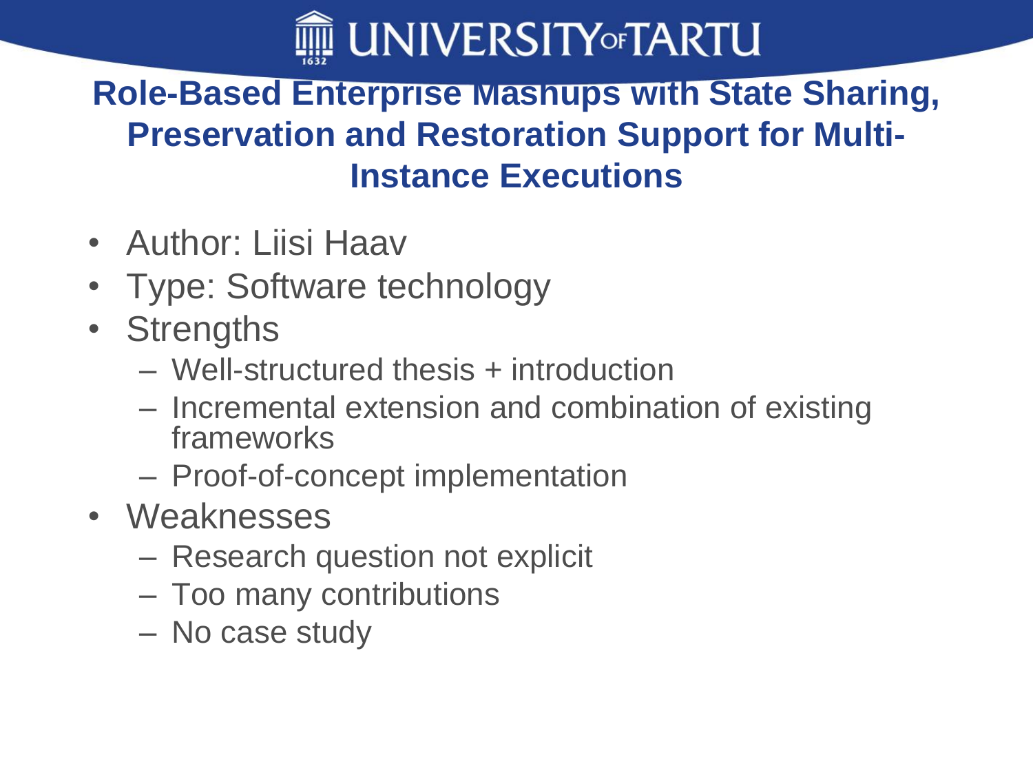## Role-Based Enterprise Mashups with State Sharing, Preservation and Restoration Support for Multi-Instance Executions

- Author: Liisi Haav
- Type: Software technology
- Strengths
  - Well-structured thesis + introduction
  - Incremental extension and combination of existing frameworks
  - Proof-of-concept implementation
- Weaknesses
  - Research question not explicit
  - Too many contributions
  - No case study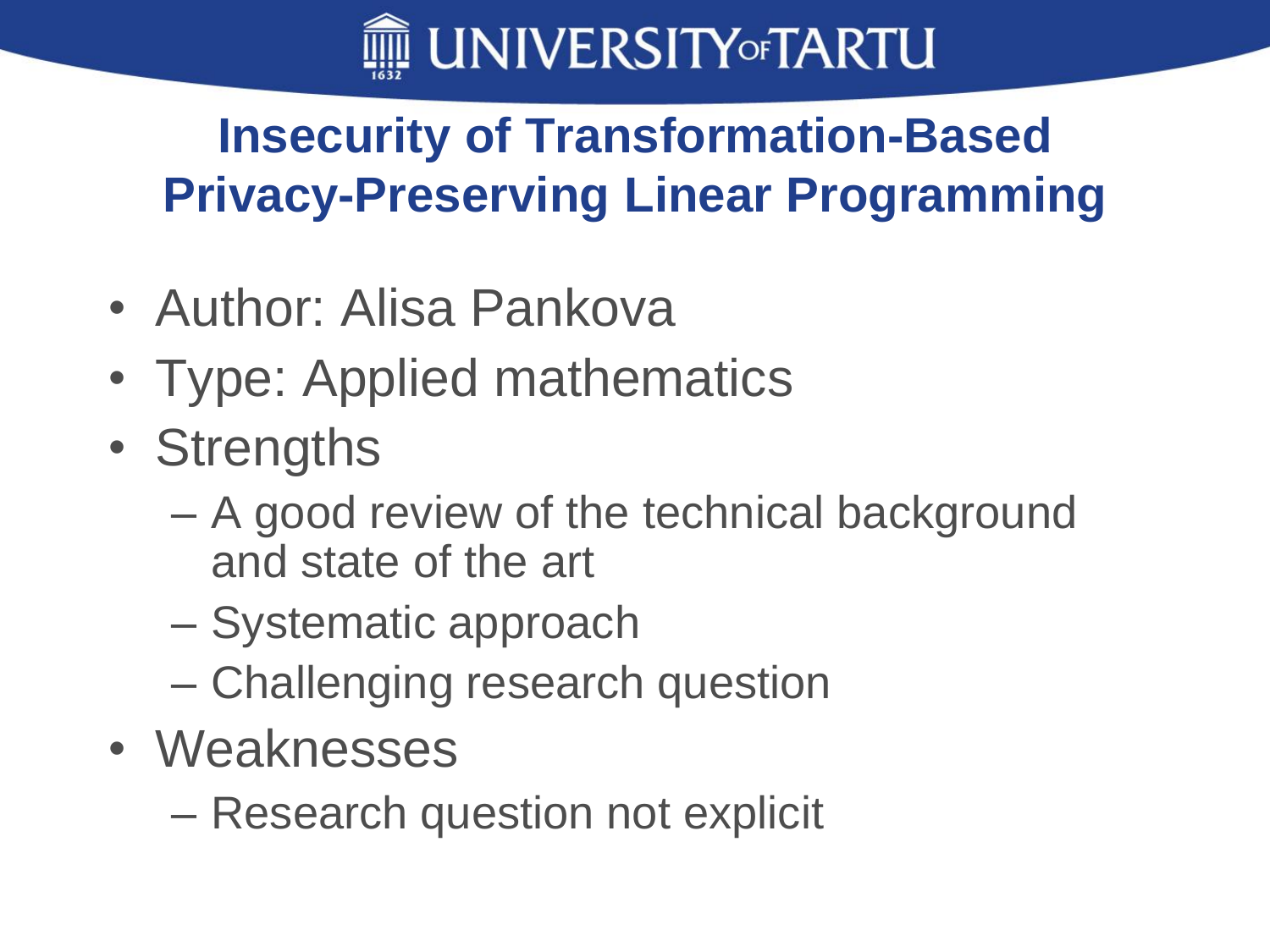# Insecurity of Transformation-Based Privacy-Preserving Linear Programming

- Author: Alisa Pankova
- Type: Applied mathematics
- Strengths
  - A good review of the technical background and state of the art
  - Systematic approach
  - Challenging research question
- Weaknesses
  - Research question not explicit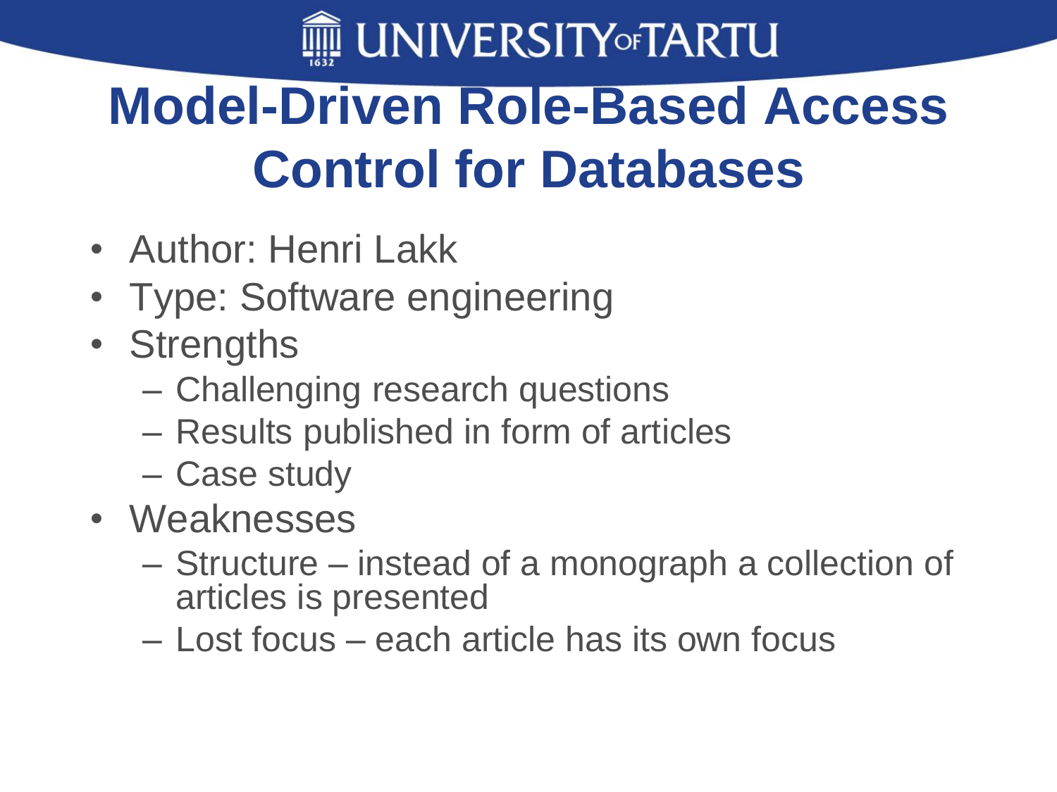# Model-Driven Role-Based Access Control for Databases

- Author: Henri Lakk
- Type: Software engineering
- Strengths
  - Challenging research questions
  - Results published in form of articles
  - Case study
- Weaknesses
  - Structure – instead of a monograph a collection of articles is presented
  - Lost focus – each article has its own focus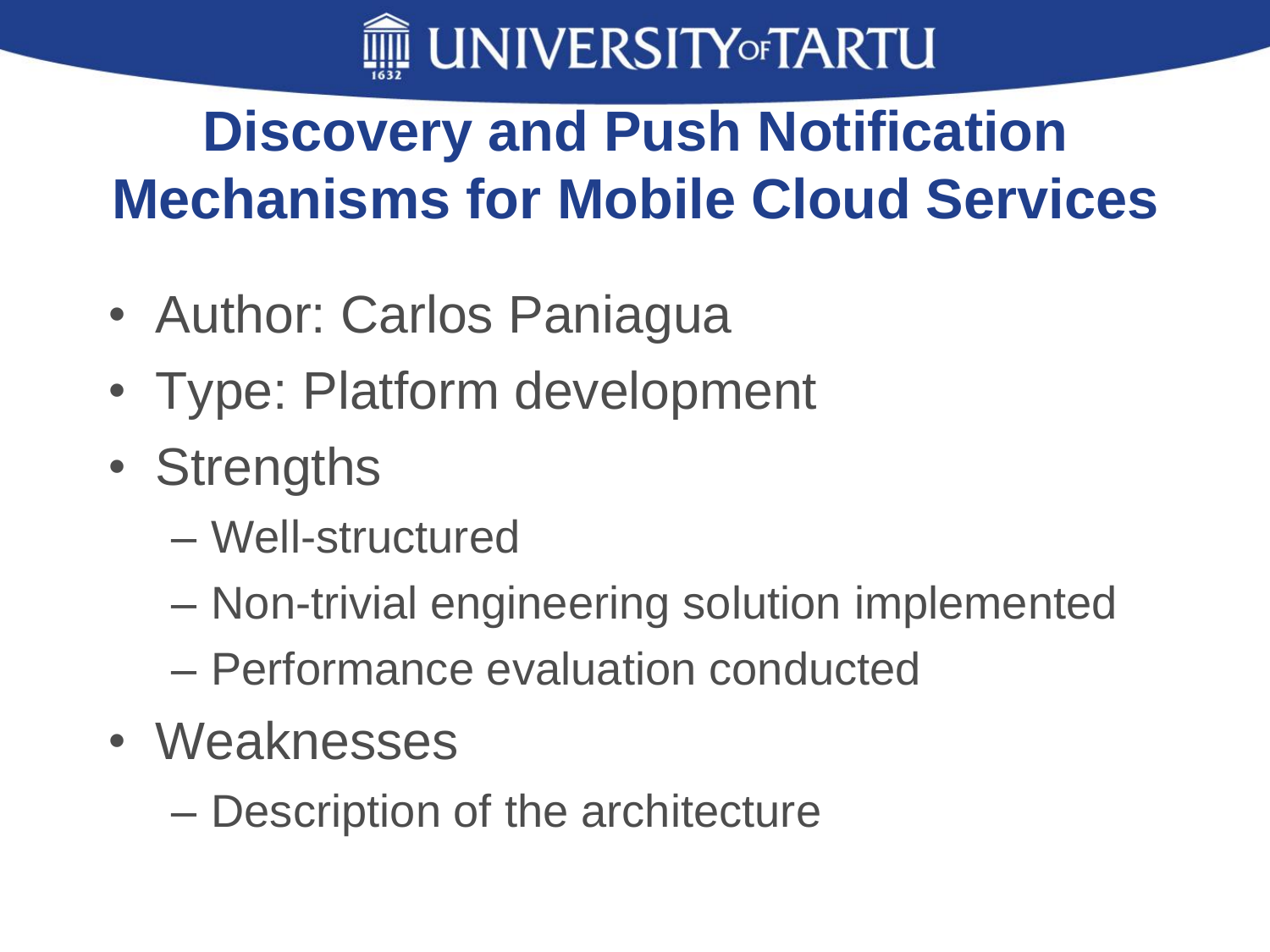# Discovery and Push Notification Mechanisms for Mobile Cloud Services

- Author: Carlos Paniagua
- Type: Platform development
- Strengths
  - Well-structured
  - Non-trivial engineering solution implemented
  - Performance evaluation conducted
- Weaknesses
  - Description of the architecture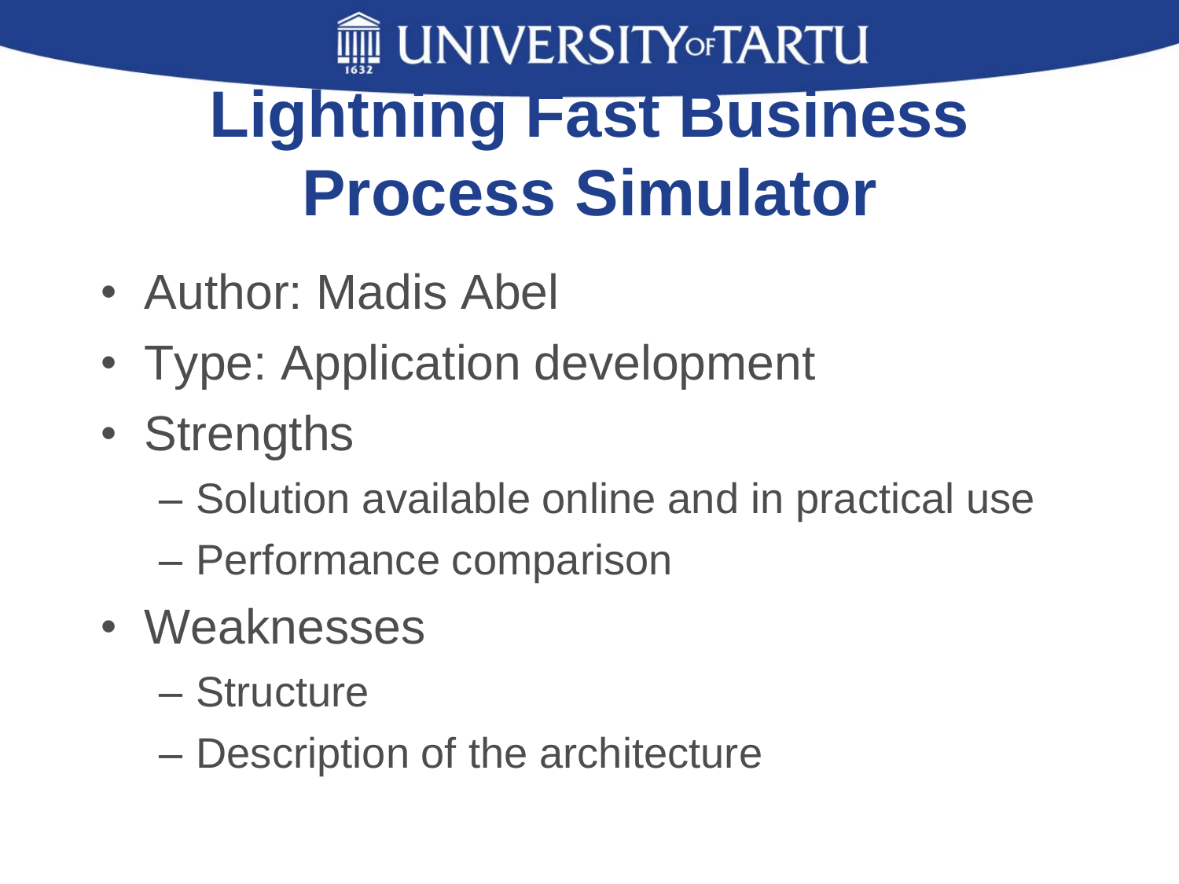# Lightning Fast Business Process Simulator

- Author: Madis Abel
- Type: Application development
- Strengths
  - Solution available online and in practical use
  - Performance comparison
- Weaknesses
  - Structure
  - Description of the architecture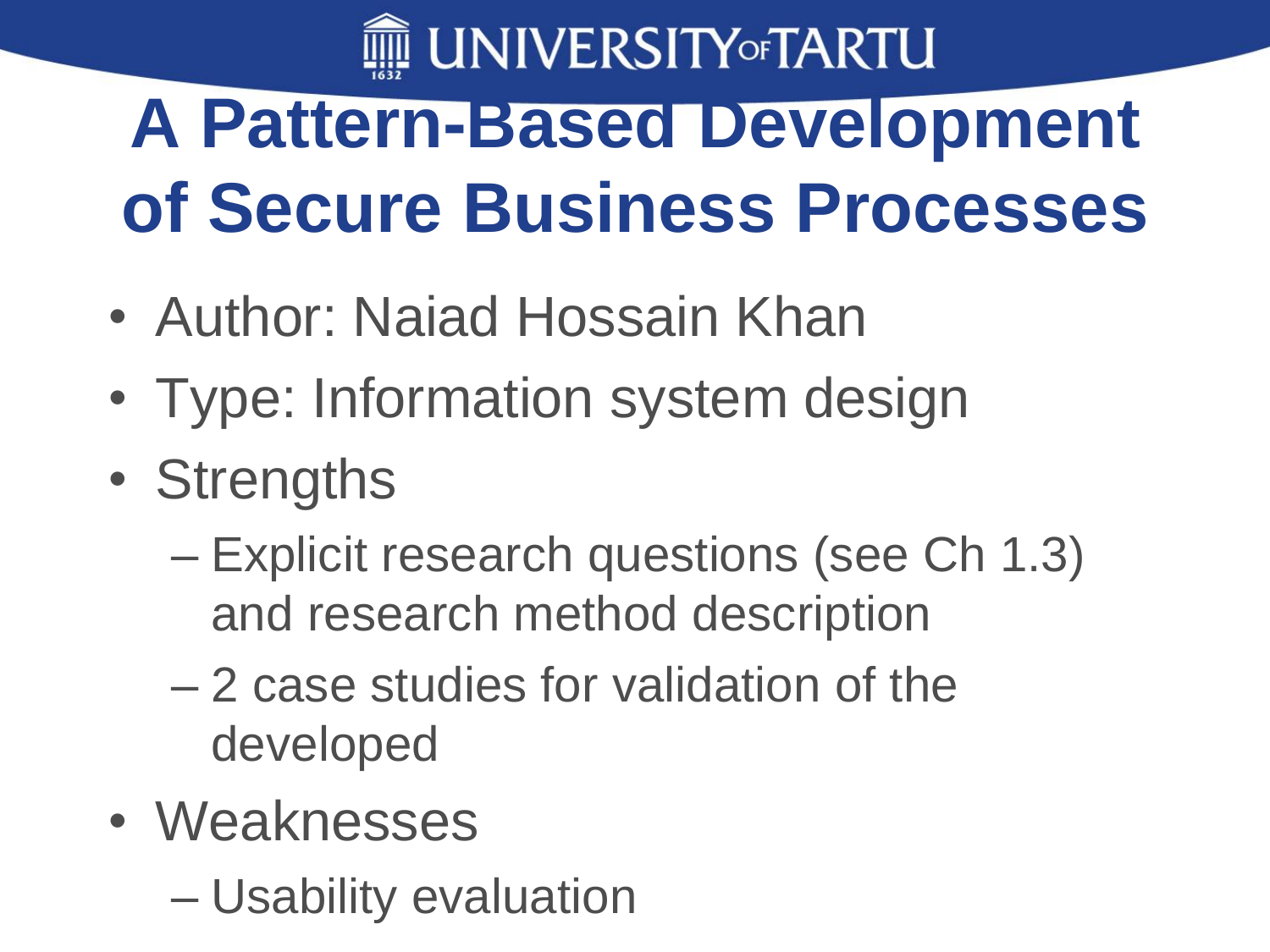# A Pattern-Based Development of Secure Business Processes

- Author: Naiad Hossain Khan
- Type: Information system design
- Strengths
  - Explicit research questions (see Ch 1.3) and research method description
  - 2 case studies for validation of the developed
- Weaknesses
  - Usability evaluation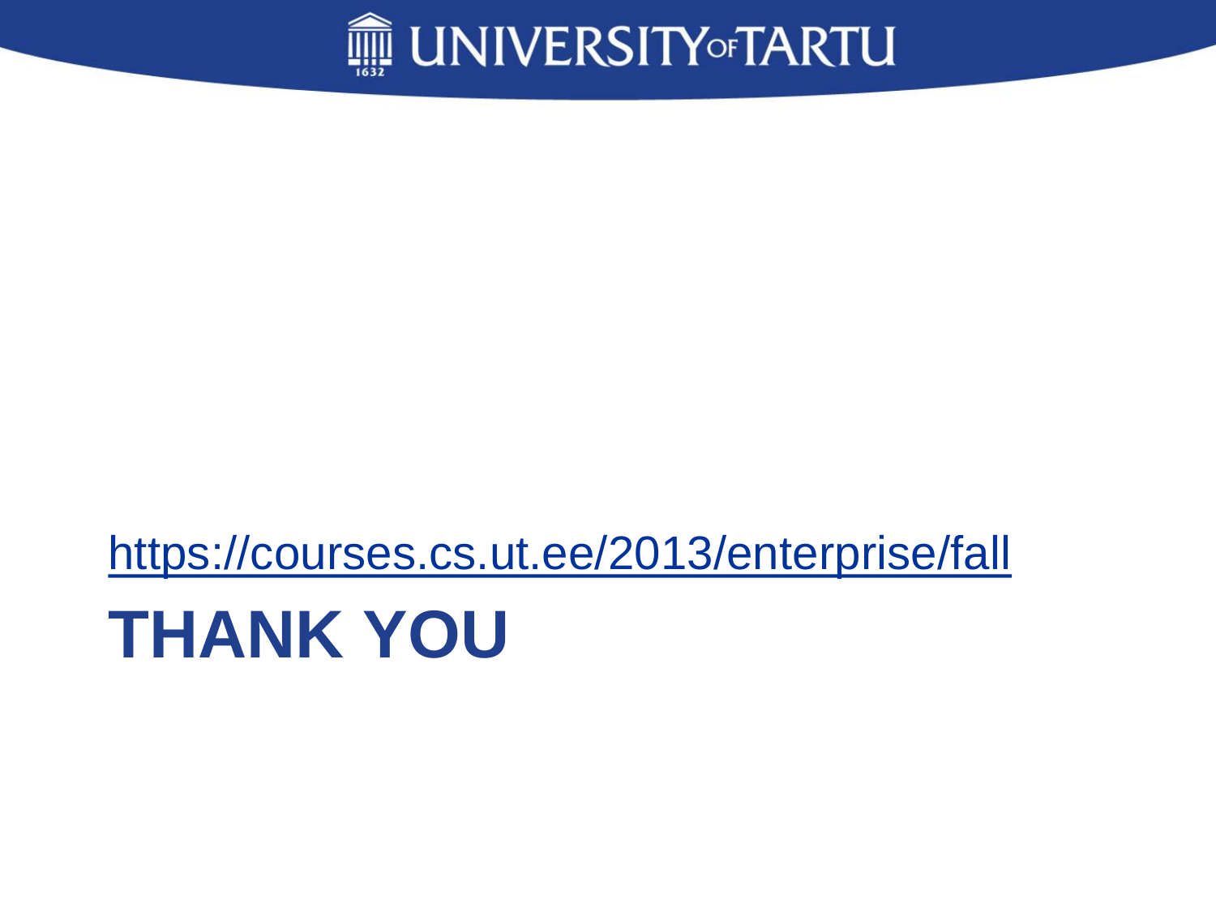https://courses.cs.ut.ee/2013/enterprise/fall

# THANK YOU